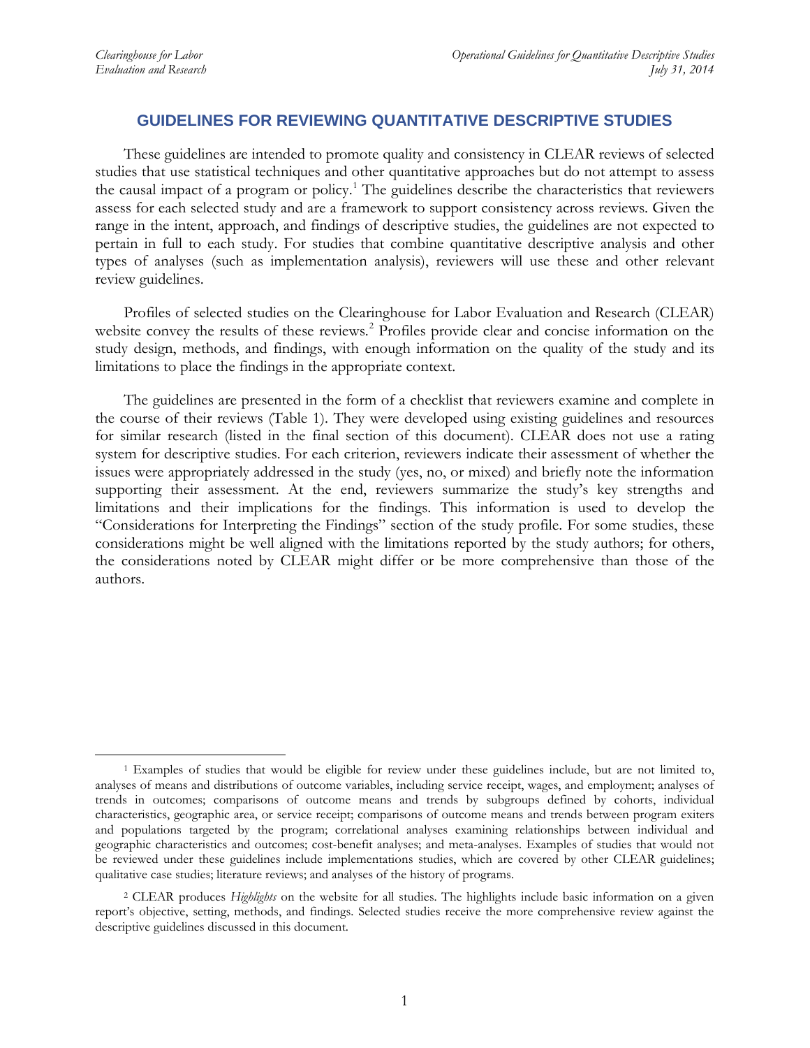# GUIDELINES FOR REVIEWING QUANTITATIVE DESCRIPTIVE STUDIES

These guidelines are intended to promote quality and consistency in CLEAR reviews of selected studies that use statistical techniques and other quantitative approaches but do not attempt to assess the causal impact of a program or policy.[1] The guidelines describe the characteristics that reviewers assess for each selected study and are a framework to support consistency across reviews. Given the range in the intent, approach, and findings of descriptive studies, the guidelines are not expected to pertain in full to each study. For studies that combine quantitative descriptive analysis and other types of analyses (such as implementation analysis), reviewers will use these and other relevant review guidelines.

Profiles of selected studies on the Clearinghouse for Labor Evaluation and Research (CLEAR) website convey the results of these reviews.[2] Profiles provide clear and concise information on the study design, methods, and findings, with enough information on the quality of the study and its limitations to place the findings in the appropriate context.

The guidelines are presented in the form of a checklist that reviewers examine and complete in the course of their reviews (Table 1). They were developed using existing guidelines and resources for similar research (listed in the final section of this document). CLEAR does not use a rating system for descriptive studies. For each criterion, reviewers indicate their assessment of whether the issues were appropriately addressed in the study (yes, no, or mixed) and briefly note the information supporting their assessment. At the end, reviewers summarize the study's key strengths and limitations and their implications for the findings. This information is used to develop the "Considerations for Interpreting the Findings" section of the study profile. For some studies, these considerations might be well aligned with the limitations reported by the study authors; for others, the considerations noted by CLEAR might differ or be more comprehensive than those of the authors.

---

[1] Examples of studies that would be eligible for review under these guidelines include, but are not limited to, analyses of means and distributions of outcome variables, including service receipt, wages, and employment; analyses of trends in outcomes; comparisons of outcome means and trends by subgroups defined by cohorts, individual characteristics, geographic area, or service receipt; comparisons of outcome means and trends between program exiters and populations targeted by the program; correlational analyses examining relationships between individual and geographic characteristics and outcomes; cost-benefit analyses; and meta-analyses. Examples of studies that would not be reviewed under these guidelines include implementations studies, which are covered by other CLEAR guidelines; qualitative case studies; literature reviews; and analyses of the history of programs.

[2] CLEAR produces *Highlights* on the website for all studies. The highlights include basic information on a given report's objective, setting, methods, and findings. Selected studies receive the more comprehensive review against the descriptive guidelines discussed in this document.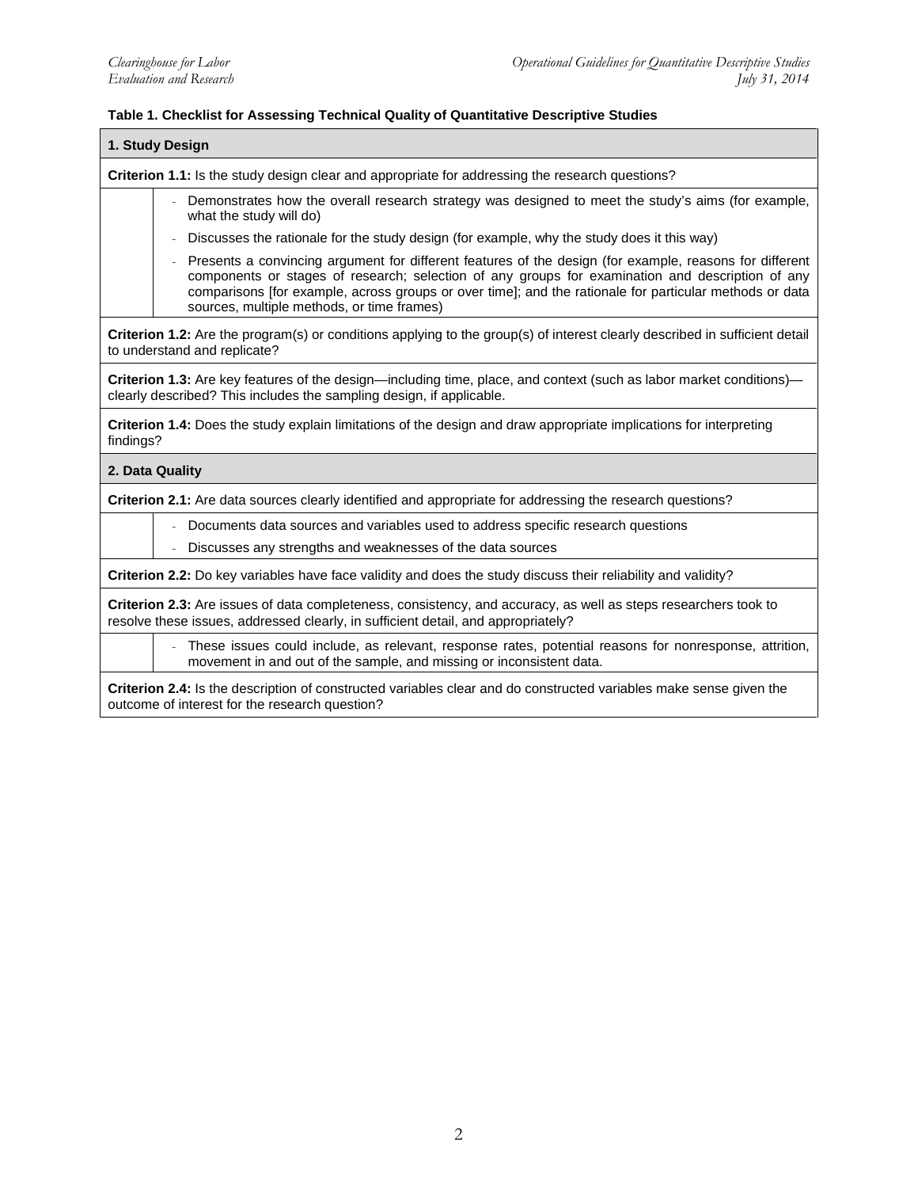**Table 1. Checklist for Assessing Technical Quality of Quantitative Descriptive Studies**

| **1. Study Design** | |
|---|---|
| **Criterion 1.1:** Is the study design clear and appropriate for addressing the research questions? | |
| | - Demonstrates how the overall research strategy was designed to meet the study's aims (for example, what the study will do) |
| | - Discusses the rationale for the study design (for example, why the study does it this way) |
| | - Presents a convincing argument for different features of the design (for example, reasons for different components or stages of research; selection of any groups for examination and description of any comparisons [for example, across groups or over time]; and the rationale for particular methods or data sources, multiple methods, or time frames) |
| **Criterion 1.2:** Are the program(s) or conditions applying to the group(s) of interest clearly described in sufficient detail to understand and replicate? | |
| **Criterion 1.3:** Are key features of the design—including time, place, and context (such as labor market conditions)—clearly described? This includes the sampling design, if applicable. | |
| **Criterion 1.4:** Does the study explain limitations of the design and draw appropriate implications for interpreting findings? | |
| **2. Data Quality** | |
| **Criterion 2.1:** Are data sources clearly identified and appropriate for addressing the research questions? | |
| | - Documents data sources and variables used to address specific research questions |
| | - Discusses any strengths and weaknesses of the data sources |
| **Criterion 2.2:** Do key variables have face validity and does the study discuss their reliability and validity? | |
| **Criterion 2.3:** Are issues of data completeness, consistency, and accuracy, as well as steps researchers took to resolve these issues, addressed clearly, in sufficient detail, and appropriately? | |
| | - These issues could include, as relevant, response rates, potential reasons for nonresponse, attrition, movement in and out of the sample, and missing or inconsistent data. |
| **Criterion 2.4:** Is the description of constructed variables clear and do constructed variables make sense given the outcome of interest for the research question? | |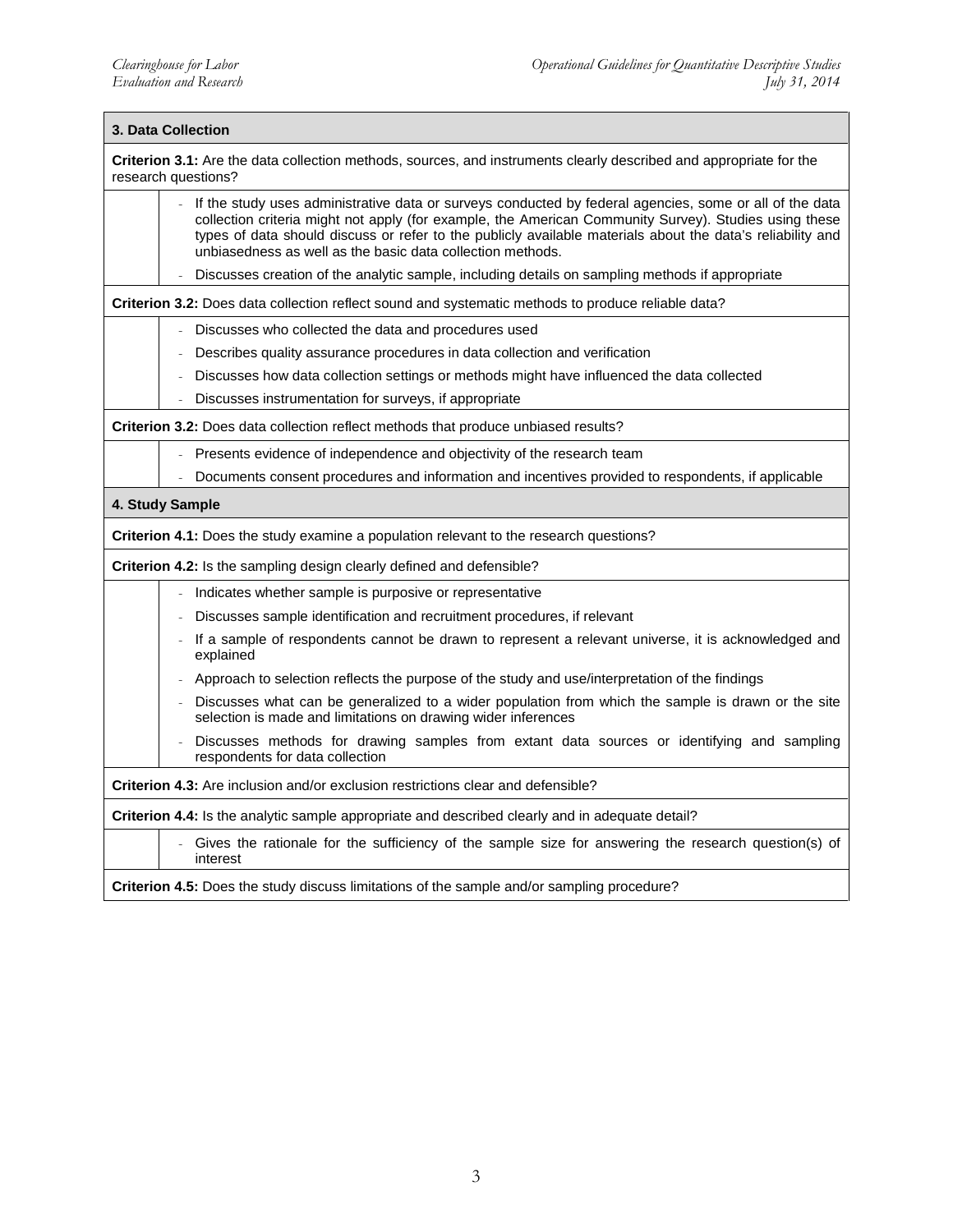### 3. Data Collection

**Criterion 3.1:** Are the data collection methods, sources, and instruments clearly described and appropriate for the research questions?

- If the study uses administrative data or surveys conducted by federal agencies, some or all of the data collection criteria might not apply (for example, the American Community Survey). Studies using these types of data should discuss or refer to the publicly available materials about the data's reliability and unbiasedness as well as the basic data collection methods.
- Discusses creation of the analytic sample, including details on sampling methods if appropriate

**Criterion 3.2:** Does data collection reflect sound and systematic methods to produce reliable data?

- Discusses who collected the data and procedures used
- Describes quality assurance procedures in data collection and verification
- Discusses how data collection settings or methods might have influenced the data collected
- Discusses instrumentation for surveys, if appropriate

**Criterion 3.2:** Does data collection reflect methods that produce unbiased results?

- Presents evidence of independence and objectivity of the research team
- Documents consent procedures and information and incentives provided to respondents, if applicable

### 4. Study Sample

**Criterion 4.1:** Does the study examine a population relevant to the research questions?

**Criterion 4.2:** Is the sampling design clearly defined and defensible?

- Indicates whether sample is purposive or representative
- Discusses sample identification and recruitment procedures, if relevant
- If a sample of respondents cannot be drawn to represent a relevant universe, it is acknowledged and explained
- Approach to selection reflects the purpose of the study and use/interpretation of the findings
- Discusses what can be generalized to a wider population from which the sample is drawn or the site selection is made and limitations on drawing wider inferences
- Discusses methods for drawing samples from extant data sources or identifying and sampling respondents for data collection

**Criterion 4.3:** Are inclusion and/or exclusion restrictions clear and defensible?

**Criterion 4.4:** Is the analytic sample appropriate and described clearly and in adequate detail?

- Gives the rationale for the sufficiency of the sample size for answering the research question(s) of interest

**Criterion 4.5:** Does the study discuss limitations of the sample and/or sampling procedure?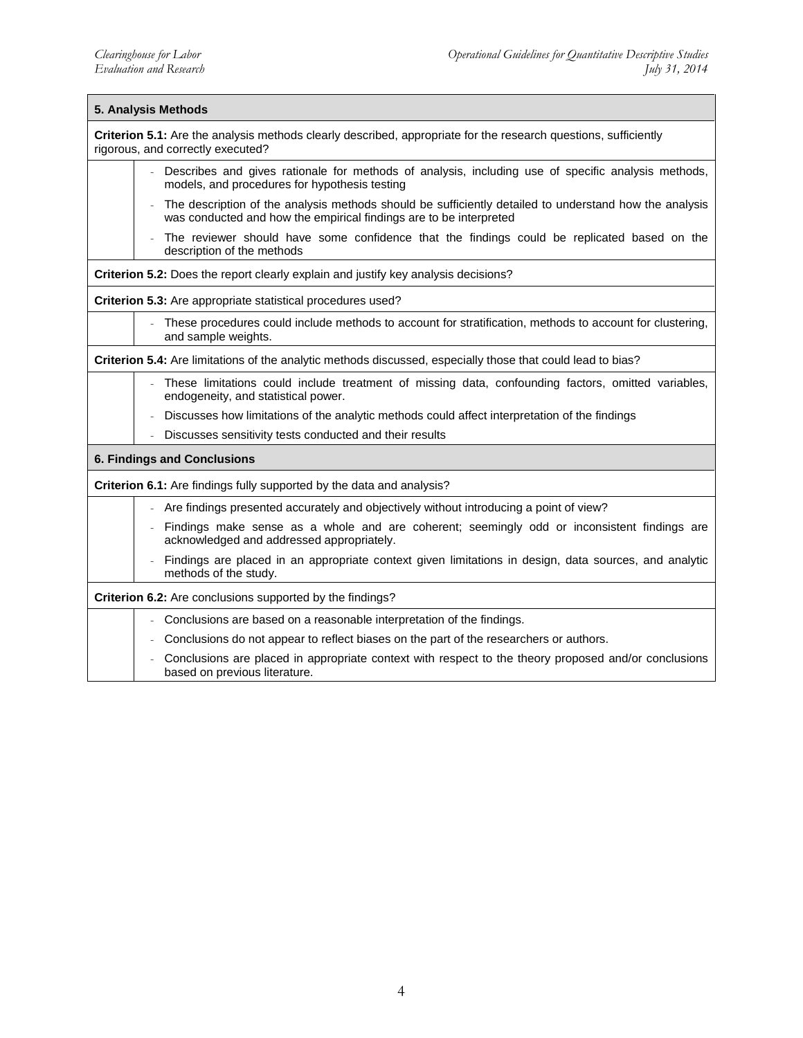### 5. Analysis Methods

**Criterion 5.1:** Are the analysis methods clearly described, appropriate for the research questions, sufficiently rigorous, and correctly executed?

- Describes and gives rationale for methods of analysis, including use of specific analysis methods, models, and procedures for hypothesis testing
- The description of the analysis methods should be sufficiently detailed to understand how the analysis was conducted and how the empirical findings are to be interpreted
- The reviewer should have some confidence that the findings could be replicated based on the description of the methods

**Criterion 5.2:** Does the report clearly explain and justify key analysis decisions?

**Criterion 5.3:** Are appropriate statistical procedures used?

- These procedures could include methods to account for stratification, methods to account for clustering, and sample weights.

**Criterion 5.4:** Are limitations of the analytic methods discussed, especially those that could lead to bias?

- These limitations could include treatment of missing data, confounding factors, omitted variables, endogeneity, and statistical power.
- Discusses how limitations of the analytic methods could affect interpretation of the findings
- Discusses sensitivity tests conducted and their results

### 6. Findings and Conclusions

**Criterion 6.1:** Are findings fully supported by the data and analysis?

- Are findings presented accurately and objectively without introducing a point of view?
- Findings make sense as a whole and are coherent; seemingly odd or inconsistent findings are acknowledged and addressed appropriately.
- Findings are placed in an appropriate context given limitations in design, data sources, and analytic methods of the study.

**Criterion 6.2:** Are conclusions supported by the findings?

- Conclusions are based on a reasonable interpretation of the findings.
- Conclusions do not appear to reflect biases on the part of the researchers or authors.
- Conclusions are placed in appropriate context with respect to the theory proposed and/or conclusions based on previous literature.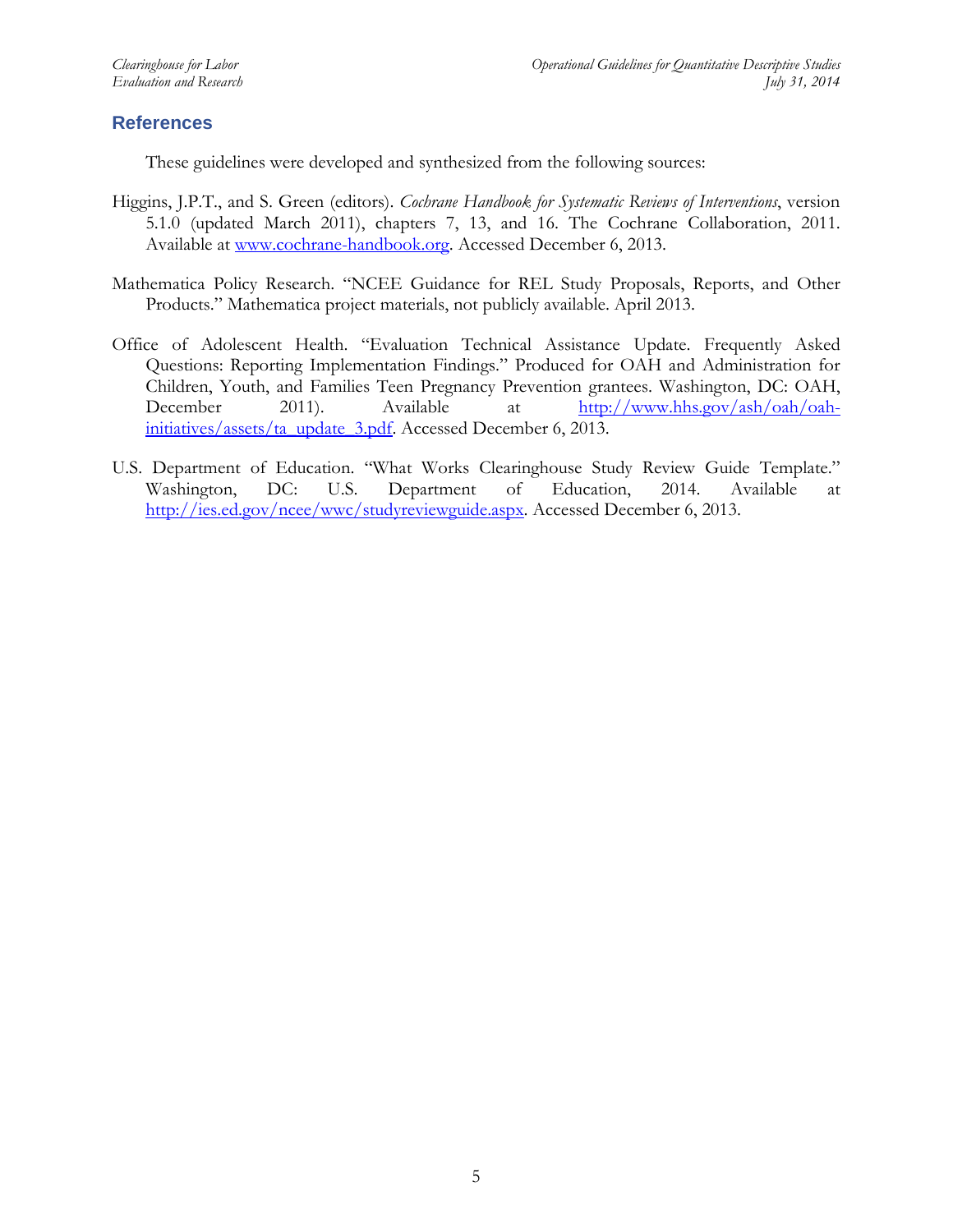## References

These guidelines were developed and synthesized from the following sources:

Higgins, J.P.T., and S. Green (editors). *Cochrane Handbook for Systematic Reviews of Interventions*, version 5.1.0 (updated March 2011), chapters 7, 13, and 16. The Cochrane Collaboration, 2011. Available at [www.cochrane-handbook.org](www.cochrane-handbook.org). Accessed December 6, 2013.

Mathematica Policy Research. "NCEE Guidance for REL Study Proposals, Reports, and Other Products." Mathematica project materials, not publicly available. April 2013.

Office of Adolescent Health. "Evaluation Technical Assistance Update. Frequently Asked Questions: Reporting Implementation Findings." Produced for OAH and Administration for Children, Youth, and Families Teen Pregnancy Prevention grantees. Washington, DC: OAH, December 2011). Available at [http://www.hhs.gov/ash/oah/oah-initiatives/assets/ta_update_3.pdf](http://www.hhs.gov/ash/oah/oah-initiatives/assets/ta_update_3.pdf). Accessed December 6, 2013.

U.S. Department of Education. "What Works Clearinghouse Study Review Guide Template." Washington, DC: U.S. Department of Education, 2014. Available at [http://ies.ed.gov/ncee/wwc/studyreviewguide.aspx](http://ies.ed.gov/ncee/wwc/studyreviewguide.aspx). Accessed December 6, 2013.